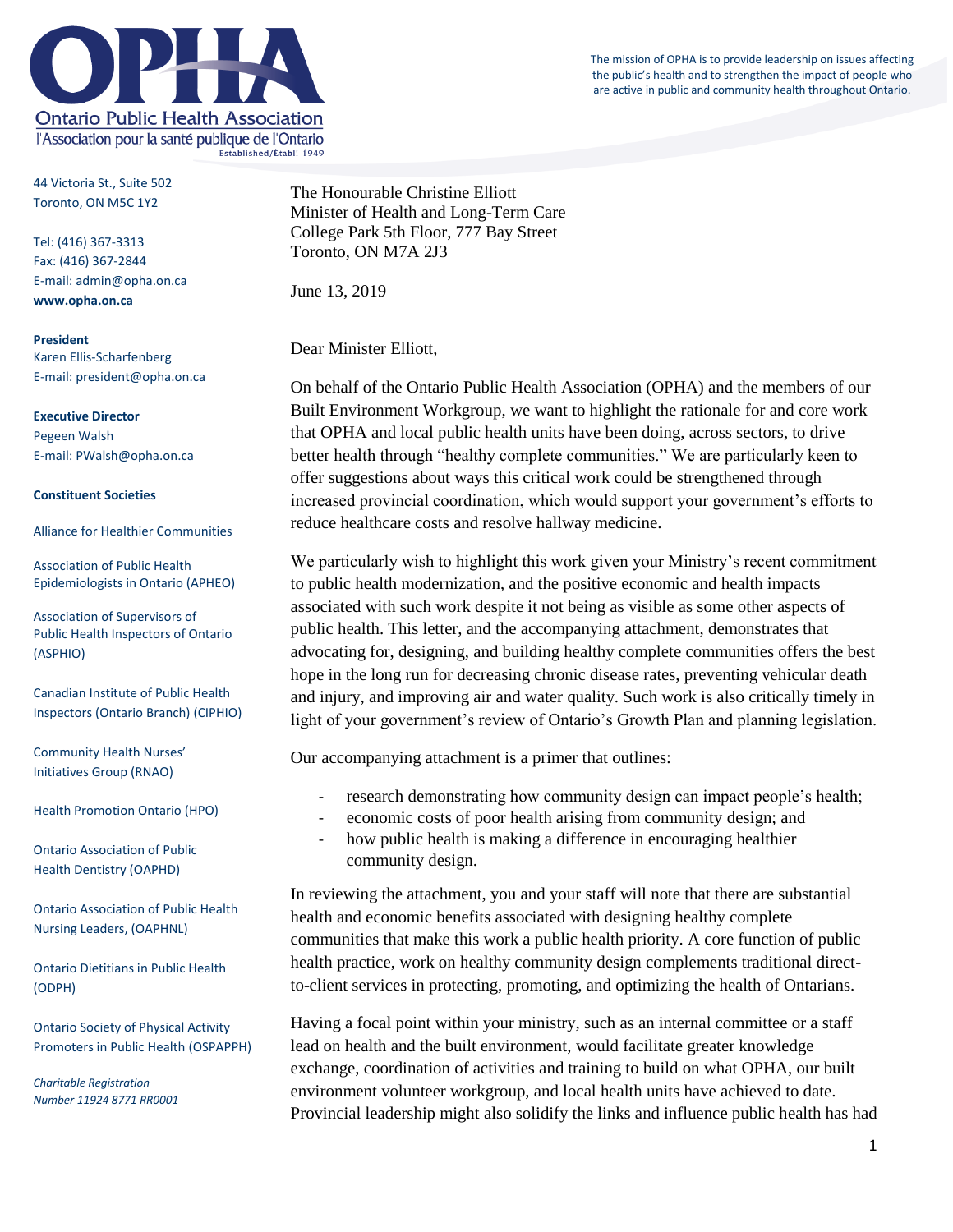**Ontario Public Health Association**
l'Association pour la santé publique de l'Ontario
Established/Établi 1949

The mission of OPHA is to provide leadership on issues affecting the public's health and to strengthen the impact of people who are active in public and community health throughout Ontario.

44 Victoria St., Suite 502
Toronto, ON M5C 1Y2

Tel: (416) 367-3313
Fax: (416) 367-2844
E-mail: admin@opha.on.ca
**www.opha.on.ca**

**President**
Karen Ellis-Scharfenberg
E-mail: president@opha.on.ca

**Executive Director**
Pegeen Walsh
E-mail: PWalsh@opha.on.ca

**Constituent Societies**

Alliance for Healthier Communities

Association of Public Health Epidemiologists in Ontario (APHEO)

Association of Supervisors of Public Health Inspectors of Ontario (ASPHIO)

Canadian Institute of Public Health Inspectors (Ontario Branch) (CIPHIO)

Community Health Nurses' Initiatives Group (RNAO)

Health Promotion Ontario (HPO)

Ontario Association of Public Health Dentistry (OAPHD)

Ontario Association of Public Health Nursing Leaders, (OAPHNL)

Ontario Dietitians in Public Health (ODPH)

Ontario Society of Physical Activity Promoters in Public Health (OSPAPPH)

*Charitable Registration Number 11924 8771 RR0001*

The Honourable Christine Elliott
Minister of Health and Long-Term Care
College Park 5th Floor, 777 Bay Street
Toronto, ON M7A 2J3

June 13, 2019

Dear Minister Elliott,

On behalf of the Ontario Public Health Association (OPHA) and the members of our Built Environment Workgroup, we want to highlight the rationale for and core work that OPHA and local public health units have been doing, across sectors, to drive better health through "healthy complete communities." We are particularly keen to offer suggestions about ways this critical work could be strengthened through increased provincial coordination, which would support your government's efforts to reduce healthcare costs and resolve hallway medicine.

We particularly wish to highlight this work given your Ministry's recent commitment to public health modernization, and the positive economic and health impacts associated with such work despite it not being as visible as some other aspects of public health. This letter, and the accompanying attachment, demonstrates that advocating for, designing, and building healthy complete communities offers the best hope in the long run for decreasing chronic disease rates, preventing vehicular death and injury, and improving air and water quality. Such work is also critically timely in light of your government's review of Ontario's Growth Plan and planning legislation.

Our accompanying attachment is a primer that outlines:

- research demonstrating how community design can impact people's health;
- economic costs of poor health arising from community design; and
- how public health is making a difference in encouraging healthier community design.

In reviewing the attachment, you and your staff will note that there are substantial health and economic benefits associated with designing healthy complete communities that make this work a public health priority. A core function of public health practice, work on healthy community design complements traditional direct-to-client services in protecting, promoting, and optimizing the health of Ontarians.

Having a focal point within your ministry, such as an internal committee or a staff lead on health and the built environment, would facilitate greater knowledge exchange, coordination of activities and training to build on what OPHA, our built environment volunteer workgroup, and local health units have achieved to date. Provincial leadership might also solidify the links and influence public health has had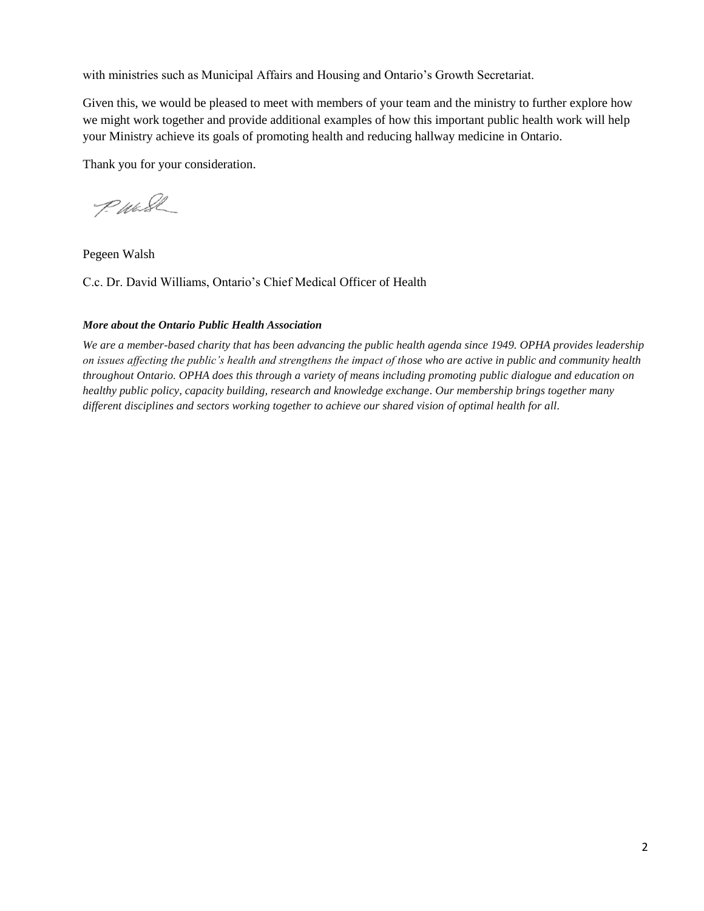with ministries such as Municipal Affairs and Housing and Ontario's Growth Secretariat.

Given this, we would be pleased to meet with members of your team and the ministry to further explore how we might work together and provide additional examples of how this important public health work will help your Ministry achieve its goals of promoting health and reducing hallway medicine in Ontario.

Thank you for your consideration.

Pegeen Walsh

C.c. Dr. David Williams, Ontario's Chief Medical Officer of Health

***More about the Ontario Public Health Association***

*We are a member-based charity that has been advancing the public health agenda since 1949. OPHA provides leadership on issues affecting the public's health and strengthens the impact of those who are active in public and community health throughout Ontario. OPHA does this through a variety of means including promoting public dialogue and education on healthy public policy, capacity building, research and knowledge exchange. Our membership brings together many different disciplines and sectors working together to achieve our shared vision of optimal health for all.*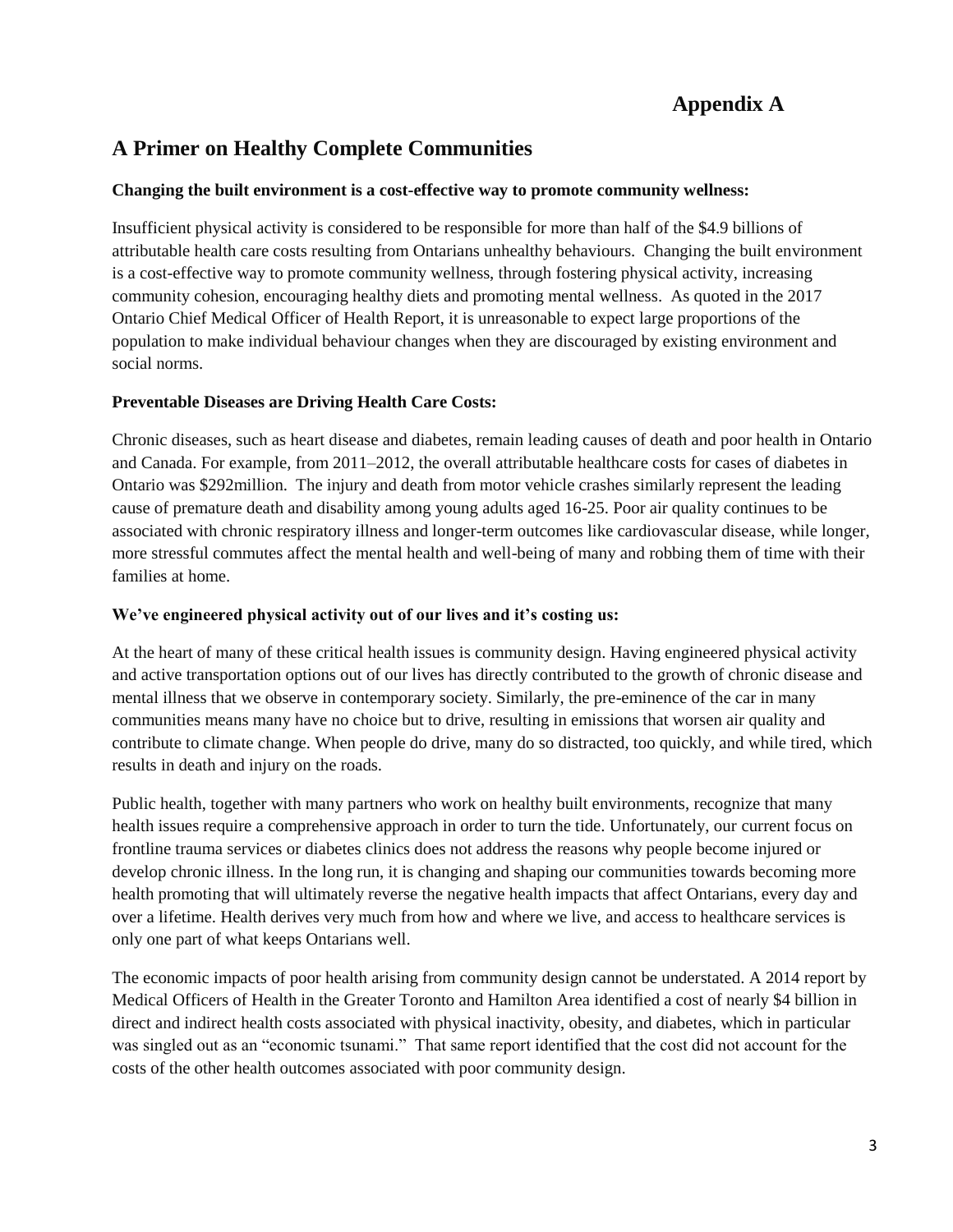# Appendix A

## A Primer on Healthy Complete Communities

**Changing the built environment is a cost-effective way to promote community wellness:**

Insufficient physical activity is considered to be responsible for more than half of the $4.9 billions of attributable health care costs resulting from Ontarians unhealthy behaviours. Changing the built environment is a cost-effective way to promote community wellness, through fostering physical activity, increasing community cohesion, encouraging healthy diets and promoting mental wellness. As quoted in the 2017 Ontario Chief Medical Officer of Health Report, it is unreasonable to expect large proportions of the population to make individual behaviour changes when they are discouraged by existing environment and social norms.

**Preventable Diseases are Driving Health Care Costs:**

Chronic diseases, such as heart disease and diabetes, remain leading causes of death and poor health in Ontario and Canada. For example, from 2011–2012, the overall attributable healthcare costs for cases of diabetes in Ontario was $292million. The injury and death from motor vehicle crashes similarly represent the leading cause of premature death and disability among young adults aged 16-25. Poor air quality continues to be associated with chronic respiratory illness and longer-term outcomes like cardiovascular disease, while longer, more stressful commutes affect the mental health and well-being of many and robbing them of time with their families at home.

**We've engineered physical activity out of our lives and it's costing us:**

At the heart of many of these critical health issues is community design. Having engineered physical activity and active transportation options out of our lives has directly contributed to the growth of chronic disease and mental illness that we observe in contemporary society. Similarly, the pre-eminence of the car in many communities means many have no choice but to drive, resulting in emissions that worsen air quality and contribute to climate change. When people do drive, many do so distracted, too quickly, and while tired, which results in death and injury on the roads.

Public health, together with many partners who work on healthy built environments, recognize that many health issues require a comprehensive approach in order to turn the tide. Unfortunately, our current focus on frontline trauma services or diabetes clinics does not address the reasons why people become injured or develop chronic illness. In the long run, it is changing and shaping our communities towards becoming more health promoting that will ultimately reverse the negative health impacts that affect Ontarians, every day and over a lifetime. Health derives very much from how and where we live, and access to healthcare services is only one part of what keeps Ontarians well.

The economic impacts of poor health arising from community design cannot be understated. A 2014 report by Medical Officers of Health in the Greater Toronto and Hamilton Area identified a cost of nearly $4 billion in direct and indirect health costs associated with physical inactivity, obesity, and diabetes, which in particular was singled out as an "economic tsunami." That same report identified that the cost did not account for the costs of the other health outcomes associated with poor community design.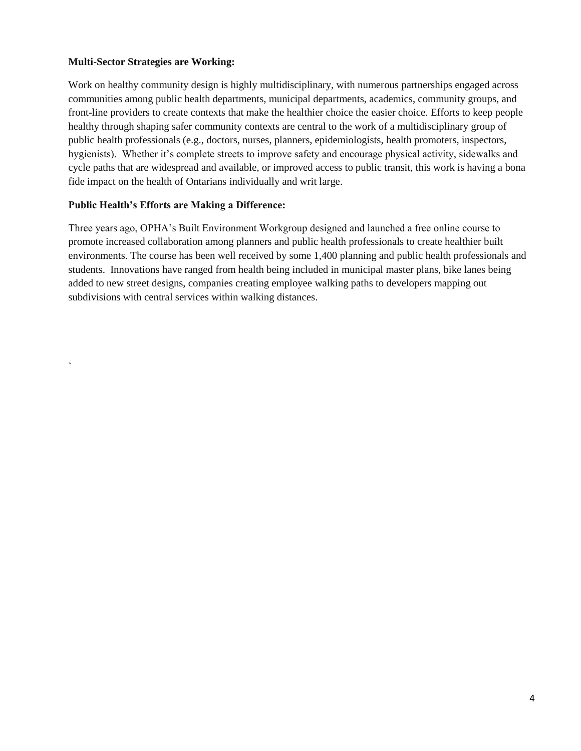**Multi-Sector Strategies are Working:**

Work on healthy community design is highly multidisciplinary, with numerous partnerships engaged across communities among public health departments, municipal departments, academics, community groups, and front-line providers to create contexts that make the healthier choice the easier choice. Efforts to keep people healthy through shaping safer community contexts are central to the work of a multidisciplinary group of public health professionals (e.g., doctors, nurses, planners, epidemiologists, health promoters, inspectors, hygienists). Whether it's complete streets to improve safety and encourage physical activity, sidewalks and cycle paths that are widespread and available, or improved access to public transit, this work is having a bona fide impact on the health of Ontarians individually and writ large.

**Public Health's Efforts are Making a Difference:**

Three years ago, OPHA's Built Environment Workgroup designed and launched a free online course to promote increased collaboration among planners and public health professionals to create healthier built environments. The course has been well received by some 1,400 planning and public health professionals and students. Innovations have ranged from health being included in municipal master plans, bike lanes being added to new street designs, companies creating employee walking paths to developers mapping out subdivisions with central services within walking distances.